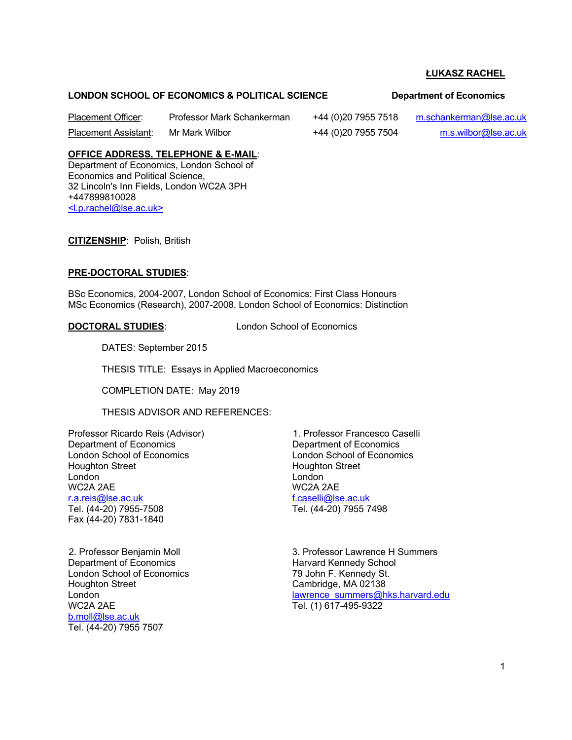**ŁUKASZ RACHEL**

**LONDON SCHOOL OF ECONOMICS & POLITICAL SCIENCE** — **Department of Economics**

| | | | |
|---|---|---|---|
| Placement Officer: | Professor Mark Schankerman | +44 (0)20 7955 7518 | m.schankerman@lse.ac.uk |
| Placement Assistant: | Mr Mark Wilbor | +44 (0)20 7955 7504 | m.s.wilbor@lse.ac.uk |

**OFFICE ADDRESS, TELEPHONE & E-MAIL**:
Department of Economics, London School of Economics and Political Science,
32 Lincoln's Inn Fields, London WC2A 3PH
+447899810028
<l.p.rachel@lse.ac.uk>

**CITIZENSHIP**: Polish, British

**PRE-DOCTORAL STUDIES**:

BSc Economics, 2004-2007, London School of Economics: First Class Honours
MSc Economics (Research), 2007-2008, London School of Economics: Distinction

**DOCTORAL STUDIES**: London School of Economics

DATES: September 2015

THESIS TITLE: Essays in Applied Macroeconomics

COMPLETION DATE: May 2019

THESIS ADVISOR AND REFERENCES:

Professor Ricardo Reis (Advisor)
Department of Economics
London School of Economics
Houghton Street
London
WC2A 2AE
r.a.reis@lse.ac.uk
Tel. (44-20) 7955-7508
Fax (44-20) 7831-1840

1. Professor Francesco Caselli
Department of Economics
London School of Economics
Houghton Street
London
WC2A 2AE
f.caselli@lse.ac.uk
Tel. (44-20) 7955 7498

2. Professor Benjamin Moll
Department of Economics
London School of Economics
Houghton Street
London
WC2A 2AE
b.moll@lse.ac.uk
Tel. (44-20) 7955 7507

3. Professor Lawrence H Summers
Harvard Kennedy School
79 John F. Kennedy St.
Cambridge, MA 02138
lawrence_summers@hks.harvard.edu
Tel. (1) 617-495-9322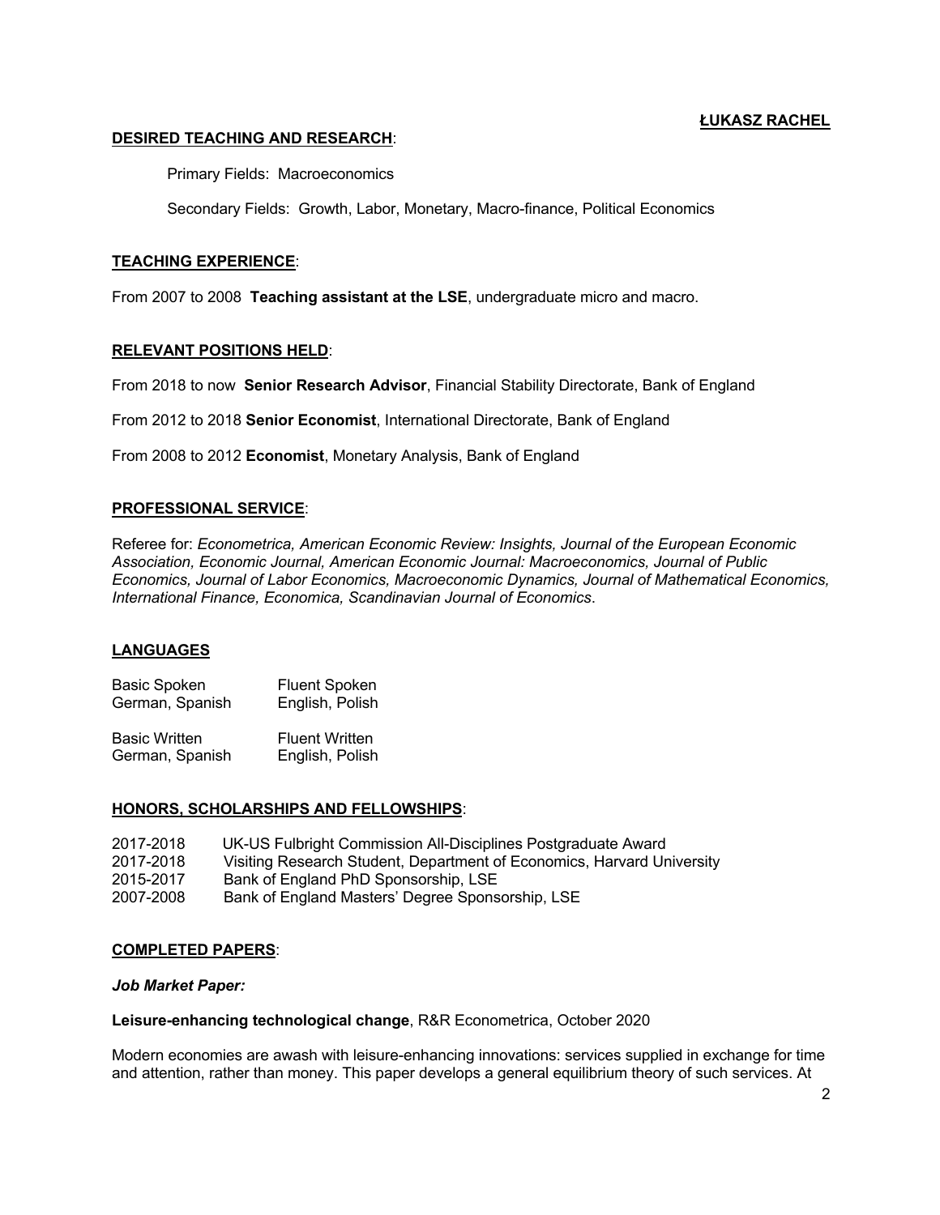**ŁUKASZ RACHEL**

**DESIRED TEACHING AND RESEARCH**:

Primary Fields: Macroeconomics

Secondary Fields: Growth, Labor, Monetary, Macro-finance, Political Economics

**TEACHING EXPERIENCE**:

From 2007 to 2008 **Teaching assistant at the LSE**, undergraduate micro and macro.

**RELEVANT POSITIONS HELD**:

From 2018 to now **Senior Research Advisor**, Financial Stability Directorate, Bank of England

From 2012 to 2018 **Senior Economist**, International Directorate, Bank of England

From 2008 to 2012 **Economist**, Monetary Analysis, Bank of England

**PROFESSIONAL SERVICE**:

Referee for: *Econometrica, American Economic Review: Insights, Journal of the European Economic Association, Economic Journal, American Economic Journal: Macroeconomics, Journal of Public Economics, Journal of Labor Economics, Macroeconomic Dynamics, Journal of Mathematical Economics, International Finance, Economica, Scandinavian Journal of Economics*.

**LANGUAGES**

| Basic Spoken | Fluent Spoken |
|---|---|
| German, Spanish | English, Polish |

| Basic Written | Fluent Written |
|---|---|
| German, Spanish | English, Polish |

**HONORS, SCHOLARSHIPS AND FELLOWSHIPS**:

| | |
|---|---|
| 2017-2018 | UK-US Fulbright Commission All-Disciplines Postgraduate Award |
| 2017-2018 | Visiting Research Student, Department of Economics, Harvard University |
| 2015-2017 | Bank of England PhD Sponsorship, LSE |
| 2007-2008 | Bank of England Masters' Degree Sponsorship, LSE |

**COMPLETED PAPERS**:

***Job Market Paper:***

**Leisure-enhancing technological change**, R&R Econometrica, October 2020

Modern economies are awash with leisure-enhancing innovations: services supplied in exchange for time and attention, rather than money. This paper develops a general equilibrium theory of such services. At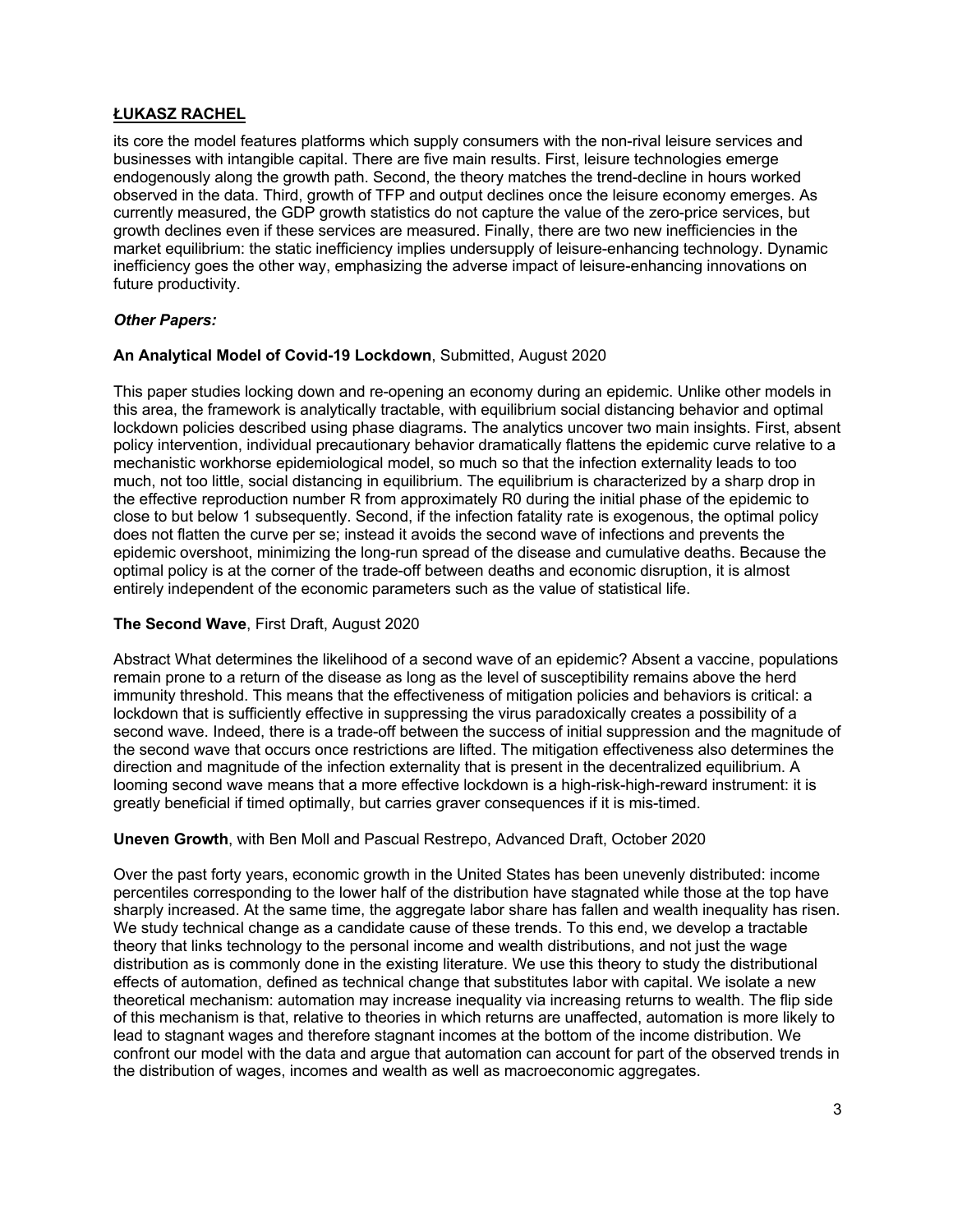its core the model features platforms which supply consumers with the non-rival leisure services and businesses with intangible capital. There are five main results. First, leisure technologies emerge endogenously along the growth path. Second, the theory matches the trend-decline in hours worked observed in the data. Third, growth of TFP and output declines once the leisure economy emerges. As currently measured, the GDP growth statistics do not capture the value of the zero-price services, but growth declines even if these services are measured. Finally, there are two new inefficiencies in the market equilibrium: the static inefficiency implies undersupply of leisure-enhancing technology. Dynamic inefficiency goes the other way, emphasizing the adverse impact of leisure-enhancing innovations on future productivity.

***Other Papers:***

**An Analytical Model of Covid-19 Lockdown**, Submitted, August 2020

This paper studies locking down and re-opening an economy during an epidemic. Unlike other models in this area, the framework is analytically tractable, with equilibrium social distancing behavior and optimal lockdown policies described using phase diagrams. The analytics uncover two main insights. First, absent policy intervention, individual precautionary behavior dramatically flattens the epidemic curve relative to a mechanistic workhorse epidemiological model, so much so that the infection externality leads to too much, not too little, social distancing in equilibrium. The equilibrium is characterized by a sharp drop in the effective reproduction number R from approximately R0 during the initial phase of the epidemic to close to but below 1 subsequently. Second, if the infection fatality rate is exogenous, the optimal policy does not flatten the curve per se; instead it avoids the second wave of infections and prevents the epidemic overshoot, minimizing the long-run spread of the disease and cumulative deaths. Because the optimal policy is at the corner of the trade-off between deaths and economic disruption, it is almost entirely independent of the economic parameters such as the value of statistical life.

**The Second Wave**, First Draft, August 2020

Abstract What determines the likelihood of a second wave of an epidemic? Absent a vaccine, populations remain prone to a return of the disease as long as the level of susceptibility remains above the herd immunity threshold. This means that the effectiveness of mitigation policies and behaviors is critical: a lockdown that is sufficiently effective in suppressing the virus paradoxically creates a possibility of a second wave. Indeed, there is a trade-off between the success of initial suppression and the magnitude of the second wave that occurs once restrictions are lifted. The mitigation effectiveness also determines the direction and magnitude of the infection externality that is present in the decentralized equilibrium. A looming second wave means that a more effective lockdown is a high-risk-high-reward instrument: it is greatly beneficial if timed optimally, but carries graver consequences if it is mis-timed.

**Uneven Growth**, with Ben Moll and Pascual Restrepo, Advanced Draft, October 2020

Over the past forty years, economic growth in the United States has been unevenly distributed: income percentiles corresponding to the lower half of the distribution have stagnated while those at the top have sharply increased. At the same time, the aggregate labor share has fallen and wealth inequality has risen. We study technical change as a candidate cause of these trends. To this end, we develop a tractable theory that links technology to the personal income and wealth distributions, and not just the wage distribution as is commonly done in the existing literature. We use this theory to study the distributional effects of automation, defined as technical change that substitutes labor with capital. We isolate a new theoretical mechanism: automation may increase inequality via increasing returns to wealth. The flip side of this mechanism is that, relative to theories in which returns are unaffected, automation is more likely to lead to stagnant wages and therefore stagnant incomes at the bottom of the income distribution. We confront our model with the data and argue that automation can account for part of the observed trends in the distribution of wages, incomes and wealth as well as macroeconomic aggregates.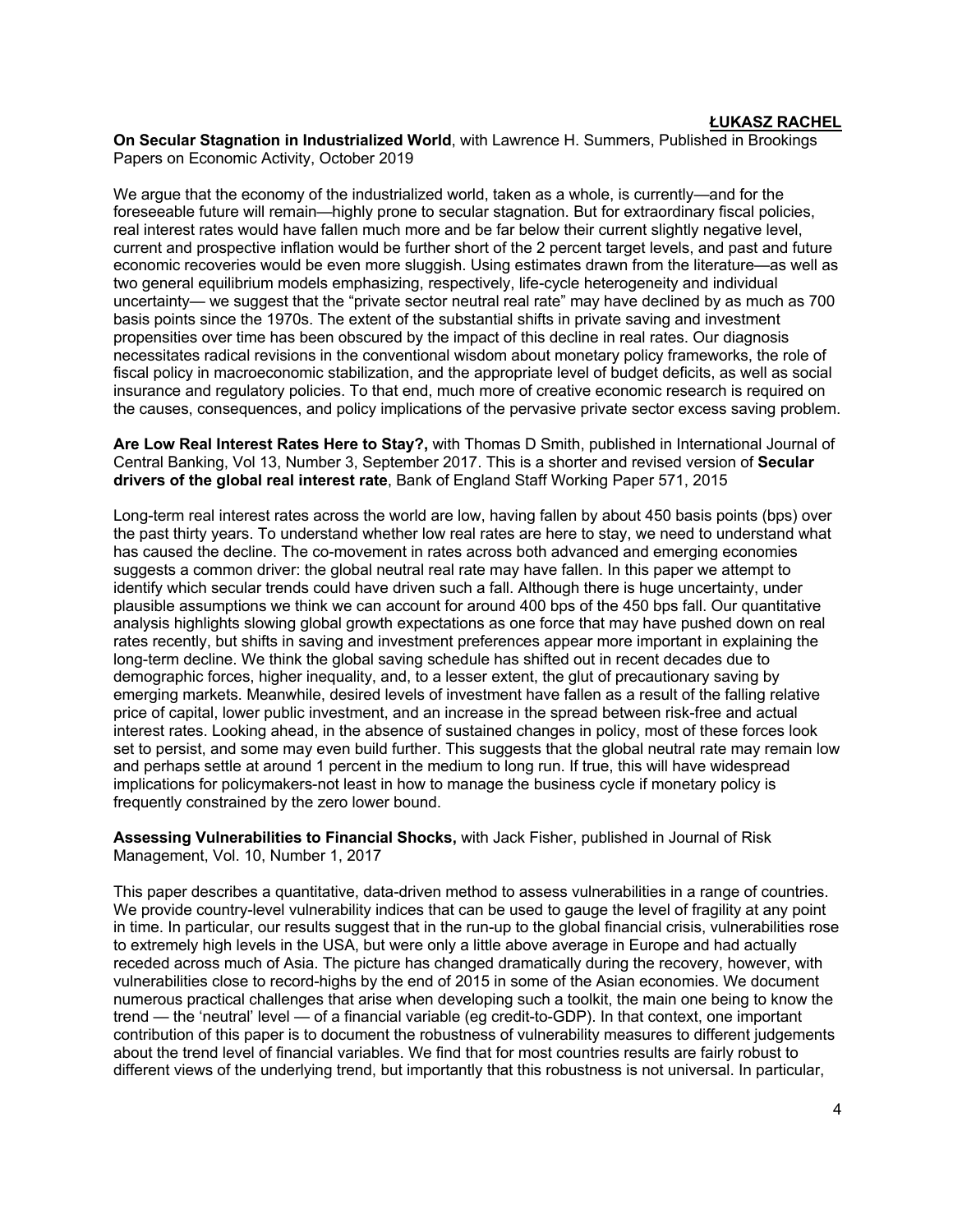**On Secular Stagnation in Industrialized World**, with Lawrence H. Summers, Published in Brookings Papers on Economic Activity, October 2019

We argue that the economy of the industrialized world, taken as a whole, is currently—and for the foreseeable future will remain—highly prone to secular stagnation. But for extraordinary fiscal policies, real interest rates would have fallen much more and be far below their current slightly negative level, current and prospective inflation would be further short of the 2 percent target levels, and past and future economic recoveries would be even more sluggish. Using estimates drawn from the literature—as well as two general equilibrium models emphasizing, respectively, life-cycle heterogeneity and individual uncertainty— we suggest that the "private sector neutral real rate" may have declined by as much as 700 basis points since the 1970s. The extent of the substantial shifts in private saving and investment propensities over time has been obscured by the impact of this decline in real rates. Our diagnosis necessitates radical revisions in the conventional wisdom about monetary policy frameworks, the role of fiscal policy in macroeconomic stabilization, and the appropriate level of budget deficits, as well as social insurance and regulatory policies. To that end, much more of creative economic research is required on the causes, consequences, and policy implications of the pervasive private sector excess saving problem.

**Are Low Real Interest Rates Here to Stay?,** with Thomas D Smith, published in International Journal of Central Banking, Vol 13, Number 3, September 2017. This is a shorter and revised version of **Secular drivers of the global real interest rate**, Bank of England Staff Working Paper 571, 2015

Long-term real interest rates across the world are low, having fallen by about 450 basis points (bps) over the past thirty years. To understand whether low real rates are here to stay, we need to understand what has caused the decline. The co-movement in rates across both advanced and emerging economies suggests a common driver: the global neutral real rate may have fallen. In this paper we attempt to identify which secular trends could have driven such a fall. Although there is huge uncertainty, under plausible assumptions we think we can account for around 400 bps of the 450 bps fall. Our quantitative analysis highlights slowing global growth expectations as one force that may have pushed down on real rates recently, but shifts in saving and investment preferences appear more important in explaining the long-term decline. We think the global saving schedule has shifted out in recent decades due to demographic forces, higher inequality, and, to a lesser extent, the glut of precautionary saving by emerging markets. Meanwhile, desired levels of investment have fallen as a result of the falling relative price of capital, lower public investment, and an increase in the spread between risk-free and actual interest rates. Looking ahead, in the absence of sustained changes in policy, most of these forces look set to persist, and some may even build further. This suggests that the global neutral rate may remain low and perhaps settle at around 1 percent in the medium to long run. If true, this will have widespread implications for policymakers-not least in how to manage the business cycle if monetary policy is frequently constrained by the zero lower bound.

**Assessing Vulnerabilities to Financial Shocks,** with Jack Fisher, published in Journal of Risk Management, Vol. 10, Number 1, 2017

This paper describes a quantitative, data-driven method to assess vulnerabilities in a range of countries. We provide country-level vulnerability indices that can be used to gauge the level of fragility at any point in time. In particular, our results suggest that in the run-up to the global financial crisis, vulnerabilities rose to extremely high levels in the USA, but were only a little above average in Europe and had actually receded across much of Asia. The picture has changed dramatically during the recovery, however, with vulnerabilities close to record-highs by the end of 2015 in some of the Asian economies. We document numerous practical challenges that arise when developing such a toolkit, the main one being to know the trend — the 'neutral' level — of a financial variable (eg credit-to-GDP). In that context, one important contribution of this paper is to document the robustness of vulnerability measures to different judgements about the trend level of financial variables. We find that for most countries results are fairly robust to different views of the underlying trend, but importantly that this robustness is not universal. In particular,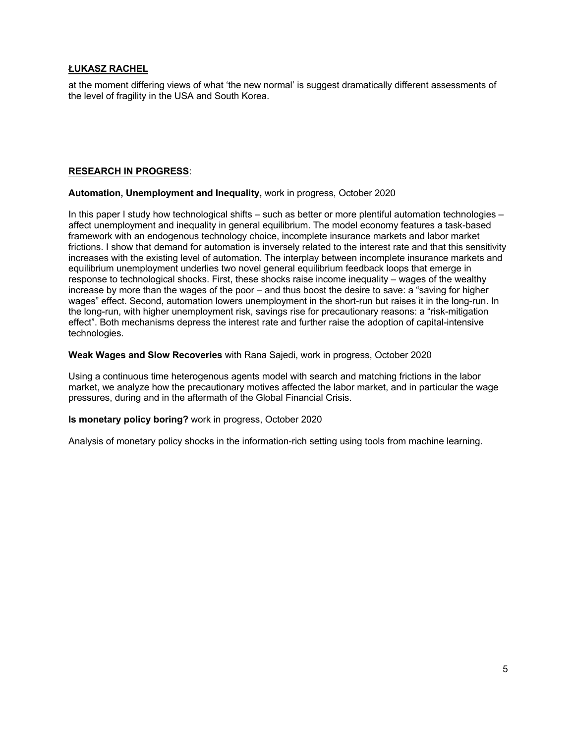at the moment differing views of what 'the new normal' is suggest dramatically different assessments of the level of fragility in the USA and South Korea.

## **RESEARCH IN PROGRESS**:

**Automation, Unemployment and Inequality,** work in progress, October 2020

In this paper I study how technological shifts – such as better or more plentiful automation technologies – affect unemployment and inequality in general equilibrium. The model economy features a task-based framework with an endogenous technology choice, incomplete insurance markets and labor market frictions. I show that demand for automation is inversely related to the interest rate and that this sensitivity increases with the existing level of automation. The interplay between incomplete insurance markets and equilibrium unemployment underlies two novel general equilibrium feedback loops that emerge in response to technological shocks. First, these shocks raise income inequality – wages of the wealthy increase by more than the wages of the poor – and thus boost the desire to save: a "saving for higher wages" effect. Second, automation lowers unemployment in the short-run but raises it in the long-run. In the long-run, with higher unemployment risk, savings rise for precautionary reasons: a "risk-mitigation effect". Both mechanisms depress the interest rate and further raise the adoption of capital-intensive technologies.

**Weak Wages and Slow Recoveries** with Rana Sajedi, work in progress, October 2020

Using a continuous time heterogenous agents model with search and matching frictions in the labor market, we analyze how the precautionary motives affected the labor market, and in particular the wage pressures, during and in the aftermath of the Global Financial Crisis.

**Is monetary policy boring?** work in progress, October 2020

Analysis of monetary policy shocks in the information-rich setting using tools from machine learning.